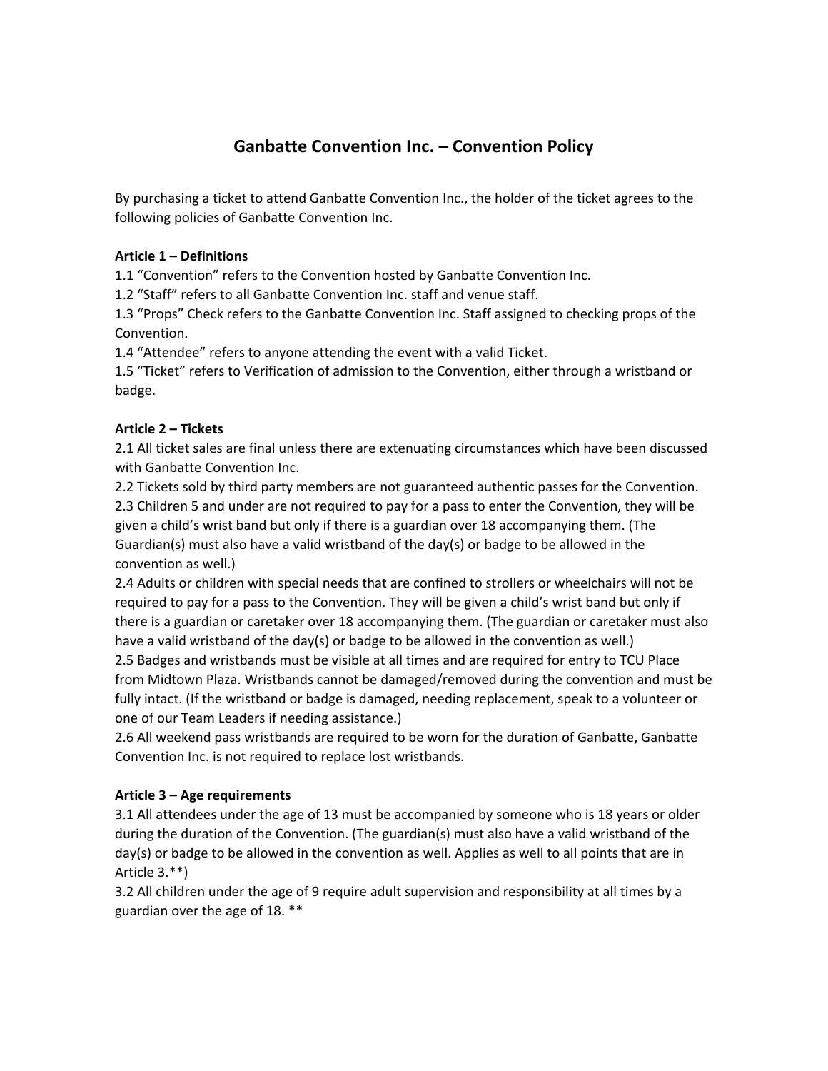# Ganbatte Convention Inc. – Convention Policy

By purchasing a ticket to attend Ganbatte Convention Inc., the holder of the ticket agrees to the following policies of Ganbatte Convention Inc.

**Article 1 – Definitions**

1.1 "Convention" refers to the Convention hosted by Ganbatte Convention Inc.
1.2 "Staff" refers to all Ganbatte Convention Inc. staff and venue staff.
1.3 "Props" Check refers to the Ganbatte Convention Inc. Staff assigned to checking props of the Convention.
1.4 "Attendee" refers to anyone attending the event with a valid Ticket.
1.5 "Ticket" refers to Verification of admission to the Convention, either through a wristband or badge.

**Article 2 – Tickets**

2.1 All ticket sales are final unless there are extenuating circumstances which have been discussed with Ganbatte Convention Inc.
2.2 Tickets sold by third party members are not guaranteed authentic passes for the Convention.
2.3 Children 5 and under are not required to pay for a pass to enter the Convention, they will be given a child's wrist band but only if there is a guardian over 18 accompanying them. (The Guardian(s) must also have a valid wristband of the day(s) or badge to be allowed in the convention as well.)
2.4 Adults or children with special needs that are confined to strollers or wheelchairs will not be required to pay for a pass to the Convention. They will be given a child's wrist band but only if there is a guardian or caretaker over 18 accompanying them. (The guardian or caretaker must also have a valid wristband of the day(s) or badge to be allowed in the convention as well.)
2.5 Badges and wristbands must be visible at all times and are required for entry to TCU Place from Midtown Plaza. Wristbands cannot be damaged/removed during the convention and must be fully intact. (If the wristband or badge is damaged, needing replacement, speak to a volunteer or one of our Team Leaders if needing assistance.)
2.6 All weekend pass wristbands are required to be worn for the duration of Ganbatte, Ganbatte Convention Inc. is not required to replace lost wristbands.

**Article 3 – Age requirements**

3.1 All attendees under the age of 13 must be accompanied by someone who is 18 years or older during the duration of the Convention. (The guardian(s) must also have a valid wristband of the day(s) or badge to be allowed in the convention as well. Applies as well to all points that are in Article 3.**)
3.2 All children under the age of 9 require adult supervision and responsibility at all times by a guardian over the age of 18. **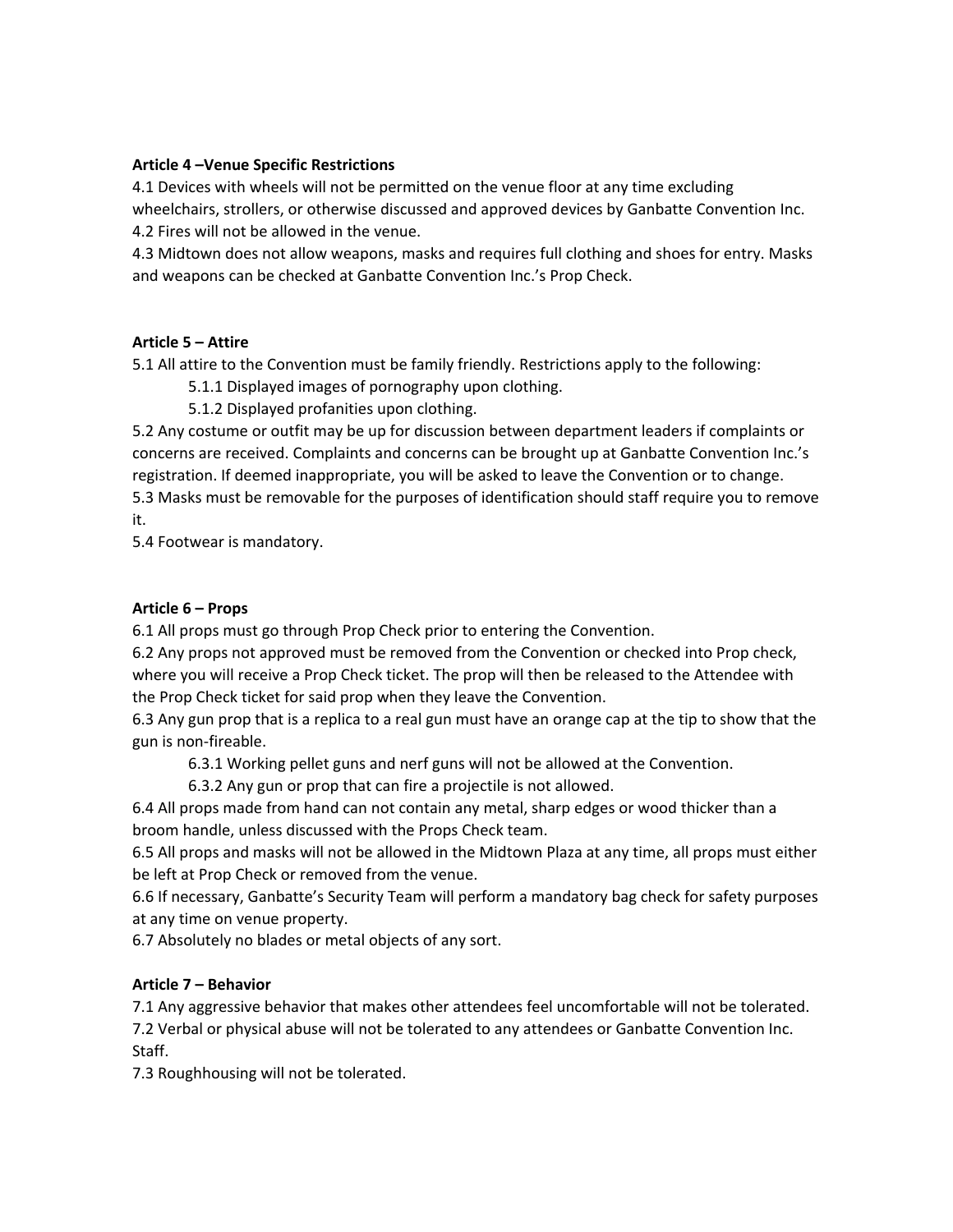**Article 4 –Venue Specific Restrictions**

4.1 Devices with wheels will not be permitted on the venue floor at any time excluding wheelchairs, strollers, or otherwise discussed and approved devices by Ganbatte Convention Inc.

4.2 Fires will not be allowed in the venue.

4.3 Midtown does not allow weapons, masks and requires full clothing and shoes for entry. Masks and weapons can be checked at Ganbatte Convention Inc.'s Prop Check.

**Article 5 – Attire**

5.1 All attire to the Convention must be family friendly. Restrictions apply to the following:

- 5.1.1 Displayed images of pornography upon clothing.
- 5.1.2 Displayed profanities upon clothing.

5.2 Any costume or outfit may be up for discussion between department leaders if complaints or concerns are received. Complaints and concerns can be brought up at Ganbatte Convention Inc.'s registration. If deemed inappropriate, you will be asked to leave the Convention or to change.

5.3 Masks must be removable for the purposes of identification should staff require you to remove it.

5.4 Footwear is mandatory.

**Article 6 – Props**

6.1 All props must go through Prop Check prior to entering the Convention.

6.2 Any props not approved must be removed from the Convention or checked into Prop check, where you will receive a Prop Check ticket. The prop will then be released to the Attendee with the Prop Check ticket for said prop when they leave the Convention.

6.3 Any gun prop that is a replica to a real gun must have an orange cap at the tip to show that the gun is non-fireable.

- 6.3.1 Working pellet guns and nerf guns will not be allowed at the Convention.
- 6.3.2 Any gun or prop that can fire a projectile is not allowed.

6.4 All props made from hand can not contain any metal, sharp edges or wood thicker than a broom handle, unless discussed with the Props Check team.

6.5 All props and masks will not be allowed in the Midtown Plaza at any time, all props must either be left at Prop Check or removed from the venue.

6.6 If necessary, Ganbatte's Security Team will perform a mandatory bag check for safety purposes at any time on venue property.

6.7 Absolutely no blades or metal objects of any sort.

**Article 7 – Behavior**

7.1 Any aggressive behavior that makes other attendees feel uncomfortable will not be tolerated.

7.2 Verbal or physical abuse will not be tolerated to any attendees or Ganbatte Convention Inc. Staff.

7.3 Roughhousing will not be tolerated.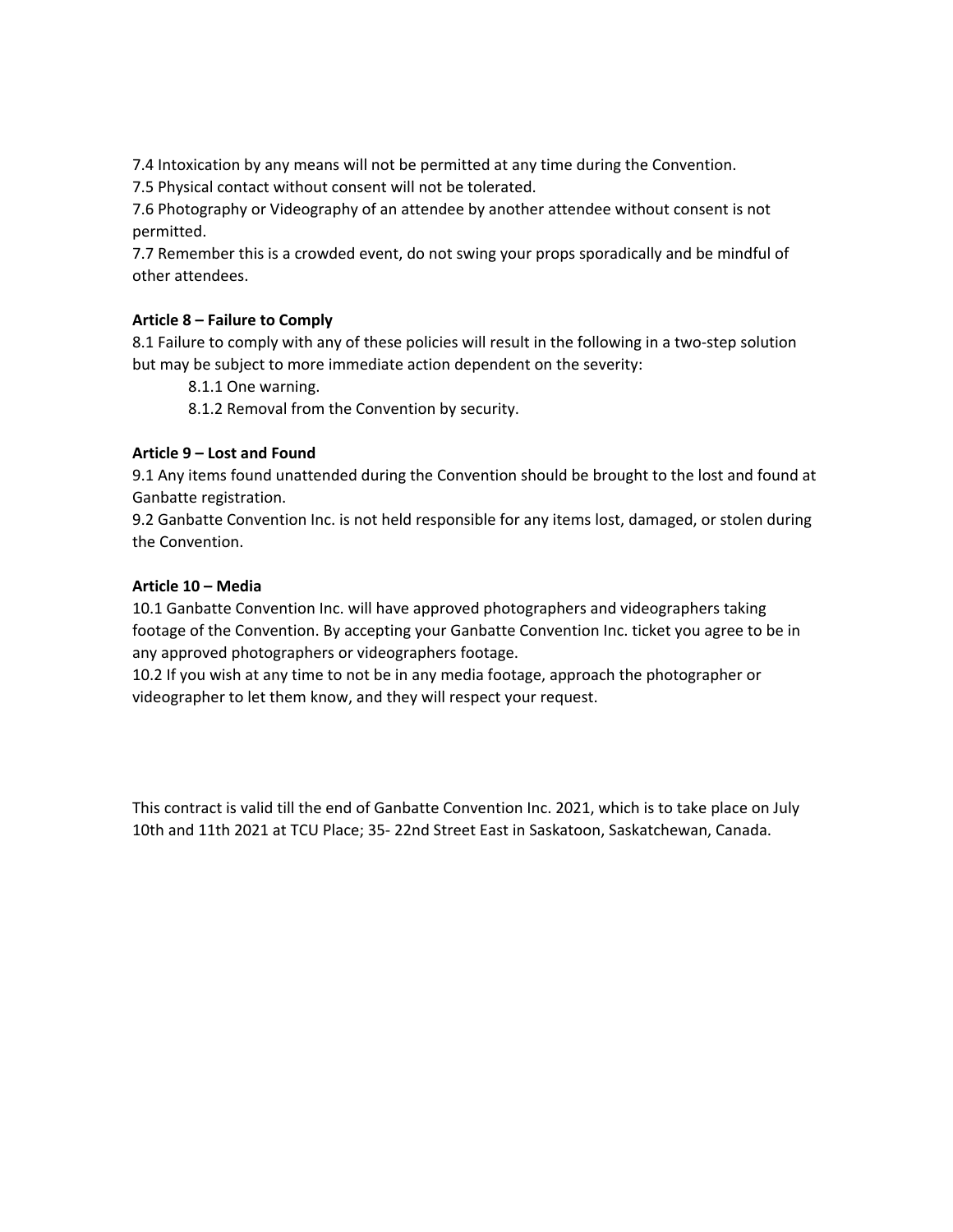7.4 Intoxication by any means will not be permitted at any time during the Convention.

7.5 Physical contact without consent will not be tolerated.

7.6 Photography or Videography of an attendee by another attendee without consent is not permitted.

7.7 Remember this is a crowded event, do not swing your props sporadically and be mindful of other attendees.

**Article 8 – Failure to Comply**

8.1 Failure to comply with any of these policies will result in the following in a two-step solution but may be subject to more immediate action dependent on the severity:

- 8.1.1 One warning.
- 8.1.2 Removal from the Convention by security.

**Article 9 – Lost and Found**

9.1 Any items found unattended during the Convention should be brought to the lost and found at Ganbatte registration.

9.2 Ganbatte Convention Inc. is not held responsible for any items lost, damaged, or stolen during the Convention.

**Article 10 – Media**

10.1 Ganbatte Convention Inc. will have approved photographers and videographers taking footage of the Convention. By accepting your Ganbatte Convention Inc. ticket you agree to be in any approved photographers or videographers footage.

10.2 If you wish at any time to not be in any media footage, approach the photographer or videographer to let them know, and they will respect your request.

This contract is valid till the end of Ganbatte Convention Inc. 2021, which is to take place on July 10th and 11th 2021 at TCU Place; 35- 22nd Street East in Saskatoon, Saskatchewan, Canada.